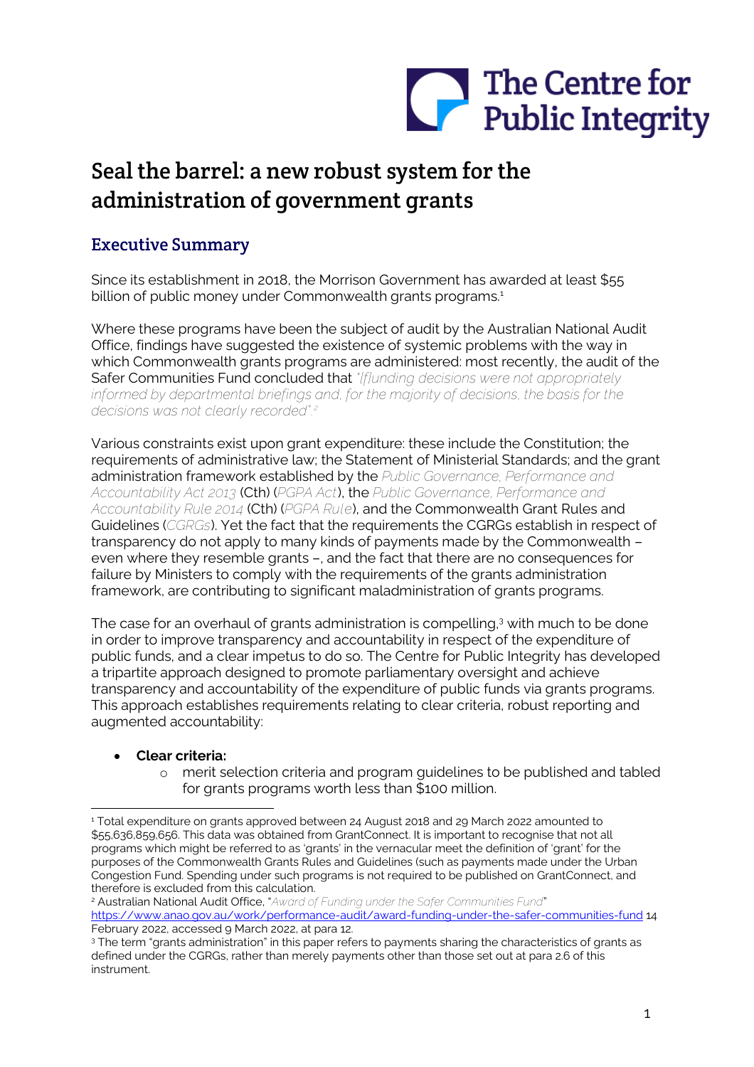# Seal the barrel: a new robust system for the administration of government grants

## Executive Summary

Since its establishment in 2018, the Morrison Government has awarded at least $55 billion of public money under Commonwealth grants programs.[1]

Where these programs have been the subject of audit by the Australian National Audit Office, findings have suggested the existence of systemic problems with the way in which Commonwealth grants programs are administered: most recently, the audit of the Safer Communities Fund concluded that *"[f]unding decisions were not appropriately informed by departmental briefings and, for the majority of decisions, the basis for the decisions was not clearly recorded".*[2]

Various constraints exist upon grant expenditure: these include the Constitution; the requirements of administrative law; the Statement of Ministerial Standards; and the grant administration framework established by the *Public Governance, Performance and Accountability Act 2013* (Cth) (*PGPA Act*), the *Public Governance, Performance and Accountability Rule 2014* (Cth) (*PGPA Rule*), and the Commonwealth Grant Rules and Guidelines (*CGRGs*). Yet the fact that the requirements the CGRGs establish in respect of transparency do not apply to many kinds of payments made by the Commonwealth – even where they resemble grants –, and the fact that there are no consequences for failure by Ministers to comply with the requirements of the grants administration framework, are contributing to significant maladministration of grants programs.

The case for an overhaul of grants administration is compelling,[3] with much to be done in order to improve transparency and accountability in respect of the expenditure of public funds, and a clear impetus to do so. The Centre for Public Integrity has developed a tripartite approach designed to promote parliamentary oversight and achieve transparency and accountability of the expenditure of public funds via grants programs. This approach establishes requirements relating to clear criteria, robust reporting and augmented accountability:

- **Clear criteria:**
  - merit selection criteria and program guidelines to be published and tabled for grants programs worth less than $100 million.

---

[1] Total expenditure on grants approved between 24 August 2018 and 29 March 2022 amounted to $55,636,859,656. This data was obtained from GrantConnect. It is important to recognise that not all programs which might be referred to as 'grants' in the vernacular meet the definition of 'grant' for the purposes of the Commonwealth Grants Rules and Guidelines (such as payments made under the Urban Congestion Fund. Spending under such programs is not required to be published on GrantConnect, and therefore is excluded from this calculation.

[2] Australian National Audit Office, "*Award of Funding under the Safer Communities Fund*" https://www.anao.gov.au/work/performance-audit/award-funding-under-the-safer-communities-fund 14 February 2022, accessed 9 March 2022, at para 12.

[3] The term "grants administration" in this paper refers to payments sharing the characteristics of grants as defined under the CGRGs, rather than merely payments other than those set out at para 2.6 of this instrument.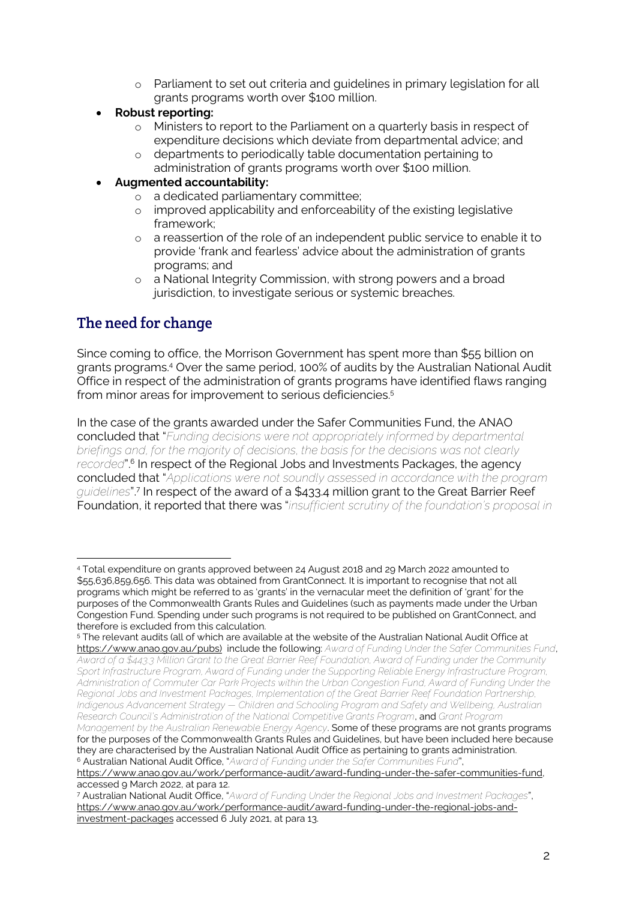- Parliament to set out criteria and guidelines in primary legislation for all grants programs worth over $100 million.
- **Robust reporting:**
  - Ministers to report to the Parliament on a quarterly basis in respect of expenditure decisions which deviate from departmental advice; and
  - departments to periodically table documentation pertaining to administration of grants programs worth over $100 million.
- **Augmented accountability:**
  - a dedicated parliamentary committee;
  - improved applicability and enforceability of the existing legislative framework;
  - a reassertion of the role of an independent public service to enable it to provide 'frank and fearless' advice about the administration of grants programs; and
  - a National Integrity Commission, with strong powers and a broad jurisdiction, to investigate serious or systemic breaches.

## The need for change

Since coming to office, the Morrison Government has spent more than $55 billion on grants programs.[4] Over the same period, 100% of audits by the Australian National Audit Office in respect of the administration of grants programs have identified flaws ranging from minor areas for improvement to serious deficiencies.[5]

In the case of the grants awarded under the Safer Communities Fund, the ANAO concluded that "*Funding decisions were not appropriately informed by departmental briefings and, for the majority of decisions, the basis for the decisions was not clearly recorded*".[6] In respect of the Regional Jobs and Investments Packages, the agency concluded that "*Applications were not soundly assessed in accordance with the program guidelines*".[7] In respect of the award of a $433.4 million grant to the Great Barrier Reef Foundation, it reported that there was "*insufficient scrutiny of the foundation's proposal in*

---

[4] Total expenditure on grants approved between 24 August 2018 and 29 March 2022 amounted to $55,636,859,656. This data was obtained from GrantConnect. It is important to recognise that not all programs which might be referred to as 'grants' in the vernacular meet the definition of 'grant' for the purposes of the Commonwealth Grants Rules and Guidelines (such as payments made under the Urban Congestion Fund. Spending under such programs is not required to be published on GrantConnect, and therefore is excluded from this calculation.

[5] The relevant audits (all of which are available at the website of the Australian National Audit Office at https://www.anao.gov.au/pubs) include the following: *Award of Funding Under the Safer Communities Fund*, *Award of a $443.3 Million Grant to the Great Barrier Reef Foundation, Award of Funding under the Community Sport Infrastructure Program, Award of Funding under the Supporting Reliable Energy Infrastructure Program, Administration of Commuter Car Park Projects within the Urban Congestion Fund, Award of Funding Under the Regional Jobs and Investment Packages, Implementation of the Great Barrier Reef Foundation Partnership, Indigenous Advancement Strategy — Children and Schooling Program and Safety and Wellbeing, Australian Research Council's Administration of the National Competitive Grants Program*, and *Grant Program Management by the Australian Renewable Energy Agency*. Some of these programs are not grants programs for the purposes of the Commonwealth Grants Rules and Guidelines, but have been included here because they are characterised by the Australian National Audit Office as pertaining to grants administration.

[6] Australian National Audit Office, "*Award of Funding under the Safer Communities Fund*", https://www.anao.gov.au/work/performance-audit/award-funding-under-the-safer-communities-fund, accessed 9 March 2022, at para 12.

[7] Australian National Audit Office, "*Award of Funding Under the Regional Jobs and Investment Packages*", https://www.anao.gov.au/work/performance-audit/award-funding-under-the-regional-jobs-and-investment-packages accessed 6 July 2021, at para 13.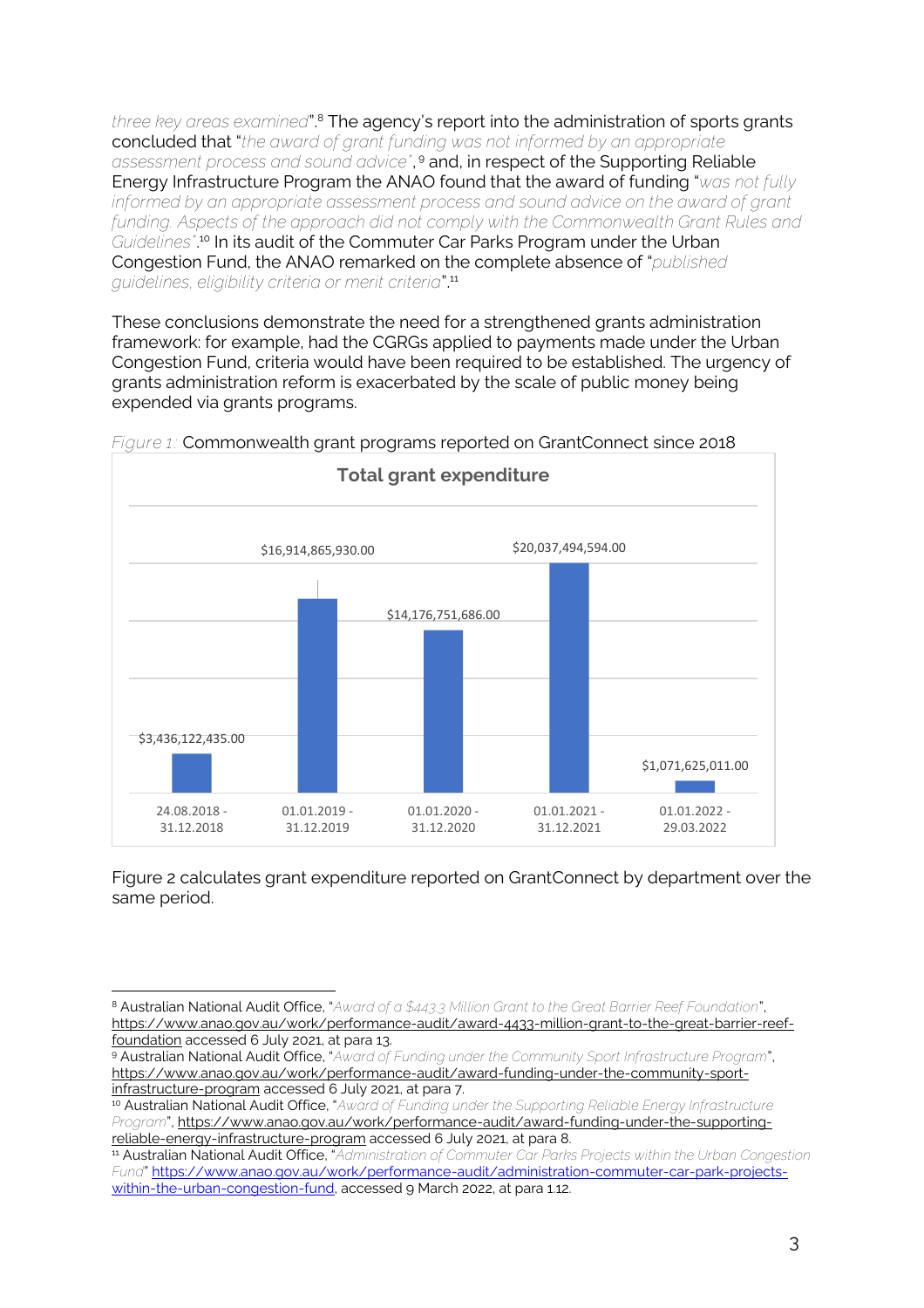*three key areas examined*".[8] The agency's report into the administration of sports grants concluded that "*the award of grant funding was not informed by an appropriate assessment process and sound advice*",[9] and, in respect of the Supporting Reliable Energy Infrastructure Program the ANAO found that the award of funding "*was not fully informed by an appropriate assessment process and sound advice on the award of grant funding. Aspects of the approach did not comply with the Commonwealth Grant Rules and Guidelines*".[10] In its audit of the Commuter Car Parks Program under the Urban Congestion Fund, the ANAO remarked on the complete absence of "*published guidelines, eligibility criteria or merit criteria*".[11]

These conclusions demonstrate the need for a strengthened grants administration framework: for example, had the CGRGs applied to payments made under the Urban Congestion Fund, criteria would have been required to be established. The urgency of grants administration reform is exacerbated by the scale of public money being expended via grants programs.

*Figure 1:* Commonwealth grant programs reported on GrantConnect since 2018

**Total grant expenditure**

| Period | Total grant expenditure |
| --- | --- |
| 24.08.2018 - 31.12.2018 | $3,436,122,435.00 |
| 01.01.2019 - 31.12.2019 | $16,914,865,930.00 |
| 01.01.2020 - 31.12.2020 | $14,176,751,686.00 |
| 01.01.2021 - 31.12.2021 | $20,037,494,594.00 |
| 01.01.2022 - 29.03.2022 | $1,071,625,011.00 |

Figure 2 calculates grant expenditure reported on GrantConnect by department over the same period.

---

[8] Australian National Audit Office, "*Award of a $443.3 Million Grant to the Great Barrier Reef Foundation*", https://www.anao.gov.au/work/performance-audit/award-4433-million-grant-to-the-great-barrier-reef-foundation accessed 6 July 2021, at para 13.

[9] Australian National Audit Office, "*Award of Funding under the Community Sport Infrastructure Program*", https://www.anao.gov.au/work/performance-audit/award-funding-under-the-community-sport-infrastructure-program accessed 6 July 2021, at para 7.

[10] Australian National Audit Office, "*Award of Funding under the Supporting Reliable Energy Infrastructure Program*", https://www.anao.gov.au/work/performance-audit/award-funding-under-the-supporting-reliable-energy-infrastructure-program accessed 6 July 2021, at para 8.

[11] Australian National Audit Office, "*Administration of Commuter Car Parks Projects within the Urban Congestion Fund*" https://www.anao.gov.au/work/performance-audit/administration-commuter-car-park-projects-within-the-urban-congestion-fund, accessed 9 March 2022, at para 1.12.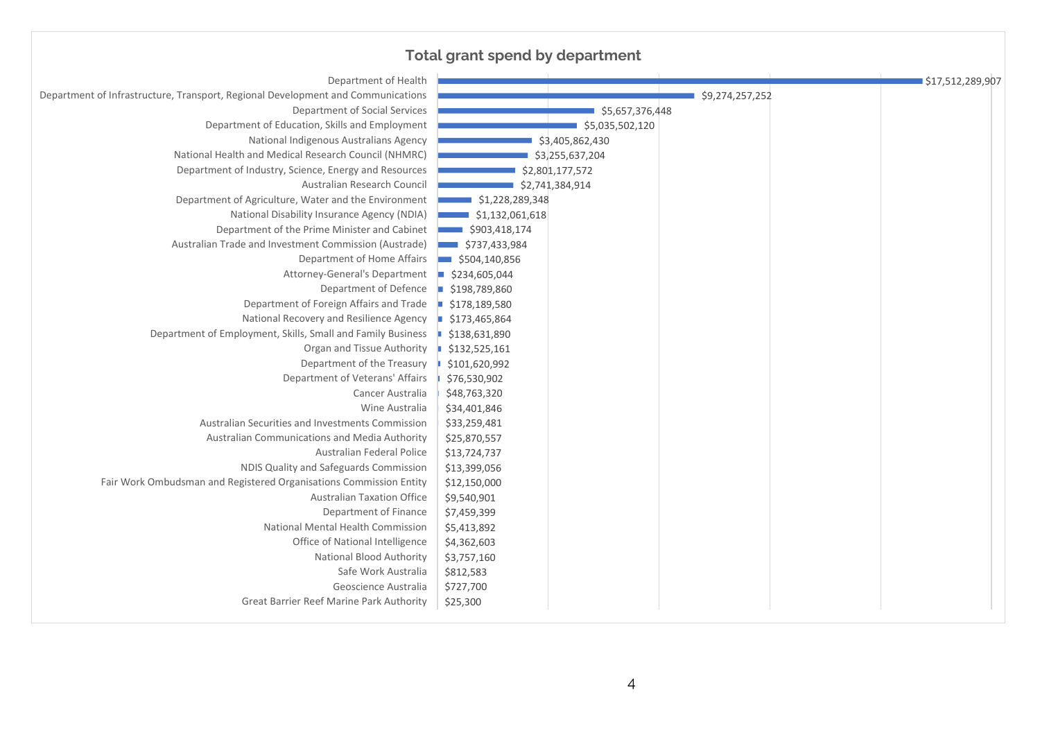## Total grant spend by department

| Department | Total grant spend |
| --- | --- |
| Department of Health | $17,512,289,907 |
| Department of Infrastructure, Transport, Regional Development and Communications | $9,274,257,252 |
| Department of Social Services | $5,657,376,448 |
| Department of Education, Skills and Employment | $5,035,502,120 |
| National Indigenous Australians Agency | $3,405,862,430 |
| National Health and Medical Research Council (NHMRC) | $3,255,637,204 |
| Department of Industry, Science, Energy and Resources | $2,801,177,572 |
| Australian Research Council | $2,741,384,914 |
| Department of Agriculture, Water and the Environment | $1,228,289,348 |
| National Disability Insurance Agency (NDIA) | $1,132,061,618 |
| Department of the Prime Minister and Cabinet | $903,418,174 |
| Australian Trade and Investment Commission (Austrade) | $737,433,984 |
| Department of Home Affairs | $504,140,856 |
| Attorney-General's Department | $234,605,044 |
| Department of Defence | $198,789,860 |
| Department of Foreign Affairs and Trade | $178,189,580 |
| National Recovery and Resilience Agency | $173,465,864 |
| Department of Employment, Skills, Small and Family Business | $138,631,890 |
| Organ and Tissue Authority | $132,525,161 |
| Department of the Treasury | $101,620,992 |
| Department of Veterans' Affairs | $76,530,902 |
| Cancer Australia | $48,763,320 |
| Wine Australia | $34,401,846 |
| Australian Securities and Investments Commission | $33,259,481 |
| Australian Communications and Media Authority | $25,870,557 |
| Australian Federal Police | $13,724,737 |
| NDIS Quality and Safeguards Commission | $13,399,056 |
| Fair Work Ombudsman and Registered Organisations Commission Entity | $12,150,000 |
| Australian Taxation Office | $9,540,901 |
| Department of Finance | $7,459,399 |
| National Mental Health Commission | $5,413,892 |
| Office of National Intelligence | $4,362,603 |
| National Blood Authority | $3,757,160 |
| Safe Work Australia | $812,583 |
| Geoscience Australia | $727,700 |
| Great Barrier Reef Marine Park Authority | $25,300 |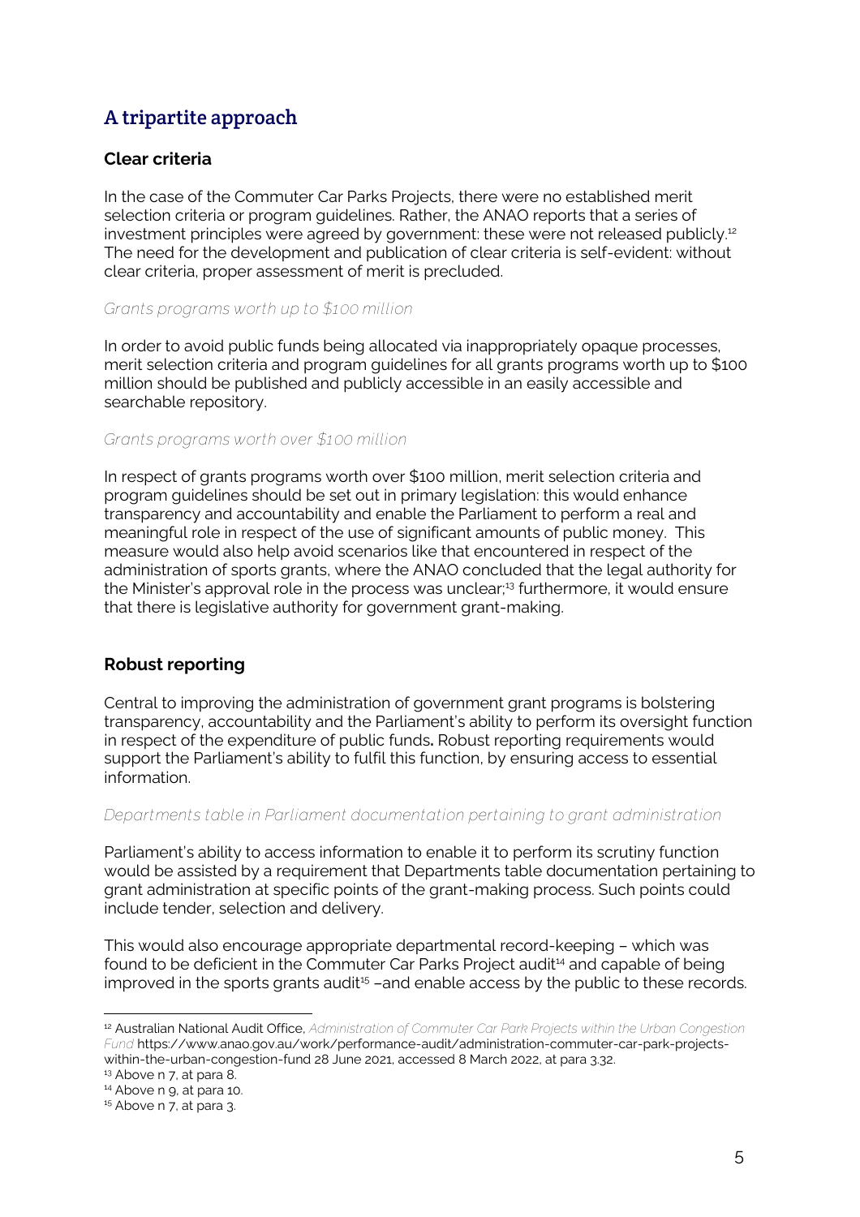## A tripartite approach

### Clear criteria

In the case of the Commuter Car Parks Projects, there were no established merit selection criteria or program guidelines. Rather, the ANAO reports that a series of investment principles were agreed by government: these were not released publicly.[12] The need for the development and publication of clear criteria is self-evident: without clear criteria, proper assessment of merit is precluded.

*Grants programs worth up to $100 million*

In order to avoid public funds being allocated via inappropriately opaque processes, merit selection criteria and program guidelines for all grants programs worth up to $100 million should be published and publicly accessible in an easily accessible and searchable repository.

*Grants programs worth over $100 million*

In respect of grants programs worth over $100 million, merit selection criteria and program guidelines should be set out in primary legislation: this would enhance transparency and accountability and enable the Parliament to perform a real and meaningful role in respect of the use of significant amounts of public money. This measure would also help avoid scenarios like that encountered in respect of the administration of sports grants, where the ANAO concluded that the legal authority for the Minister's approval role in the process was unclear;[13] furthermore, it would ensure that there is legislative authority for government grant-making.

### Robust reporting

Central to improving the administration of government grant programs is bolstering transparency, accountability and the Parliament's ability to perform its oversight function in respect of the expenditure of public funds**.** Robust reporting requirements would support the Parliament's ability to fulfil this function, by ensuring access to essential information.

*Departments table in Parliament documentation pertaining to grant administration*

Parliament's ability to access information to enable it to perform its scrutiny function would be assisted by a requirement that Departments table documentation pertaining to grant administration at specific points of the grant-making process. Such points could include tender, selection and delivery.

This would also encourage appropriate departmental record-keeping – which was found to be deficient in the Commuter Car Parks Project audit[14] and capable of being improved in the sports grants audit[15] –and enable access by the public to these records.

---

[12] Australian National Audit Office, *Administration of Commuter Car Park Projects within the Urban Congestion Fund* https://www.anao.gov.au/work/performance-audit/administration-commuter-car-park-projects-within-the-urban-congestion-fund 28 June 2021, accessed 8 March 2022, at para 3.32.

[13] Above n 7, at para 8.

[14] Above n 9, at para 10.

[15] Above n 7, at para 3.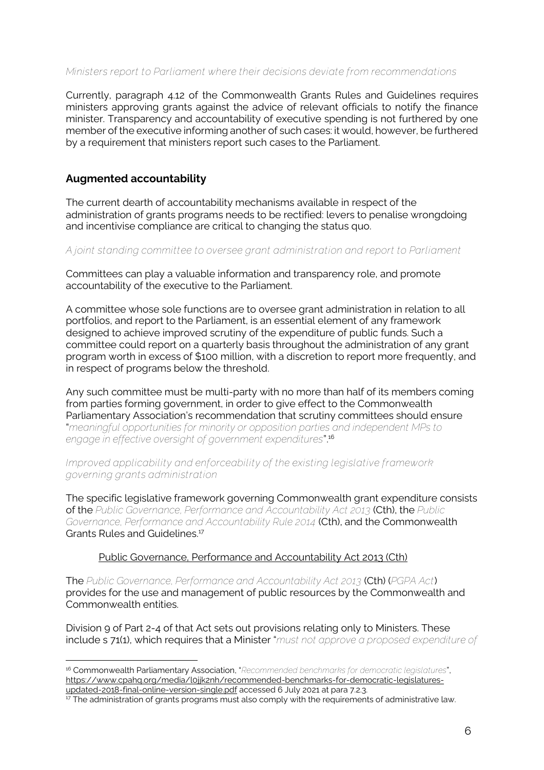*Ministers report to Parliament where their decisions deviate from recommendations*

Currently, paragraph 4.12 of the Commonwealth Grants Rules and Guidelines requires ministers approving grants against the advice of relevant officials to notify the finance minister. Transparency and accountability of executive spending is not furthered by one member of the executive informing another of such cases: it would, however, be furthered by a requirement that ministers report such cases to the Parliament.

## Augmented accountability

The current dearth of accountability mechanisms available in respect of the administration of grants programs needs to be rectified: levers to penalise wrongdoing and incentivise compliance are critical to changing the status quo.

*A joint standing committee to oversee grant administration and report to Parliament*

Committees can play a valuable information and transparency role, and promote accountability of the executive to the Parliament.

A committee whose sole functions are to oversee grant administration in relation to all portfolios, and report to the Parliament, is an essential element of any framework designed to achieve improved scrutiny of the expenditure of public funds. Such a committee could report on a quarterly basis throughout the administration of any grant program worth in excess of $100 million, with a discretion to report more frequently, and in respect of programs below the threshold.

Any such committee must be multi-party with no more than half of its members coming from parties forming government, in order to give effect to the Commonwealth Parliamentary Association's recommendation that scrutiny committees should ensure "*meaningful opportunities for minority or opposition parties and independent MPs to engage in effective oversight of government expenditures*".[16]

*Improved applicability and enforceability of the existing legislative framework governing grants administration*

The specific legislative framework governing Commonwealth grant expenditure consists of the *Public Governance, Performance and Accountability Act 2013* (Cth), the *Public Governance, Performance and Accountability Rule 2014* (Cth), and the Commonwealth Grants Rules and Guidelines.[17]

<u>Public Governance, Performance and Accountability Act 2013 (Cth)</u>

The *Public Governance, Performance and Accountability Act 2013* (Cth) (*PGPA Act*) provides for the use and management of public resources by the Commonwealth and Commonwealth entities.

Division 9 of Part 2-4 of that Act sets out provisions relating only to Ministers. These include s 71(1), which requires that a Minister "*must not approve a proposed expenditure of*

---

[16] Commonwealth Parliamentary Association, "*Recommended benchmarks for democratic legislatures*", https://www.cpahq.org/media/l0jjk2nh/recommended-benchmarks-for-democratic-legislatures-updated-2018-final-online-version-single.pdf accessed 6 July 2021 at para 7.2.3.

[17] The administration of grants programs must also comply with the requirements of administrative law.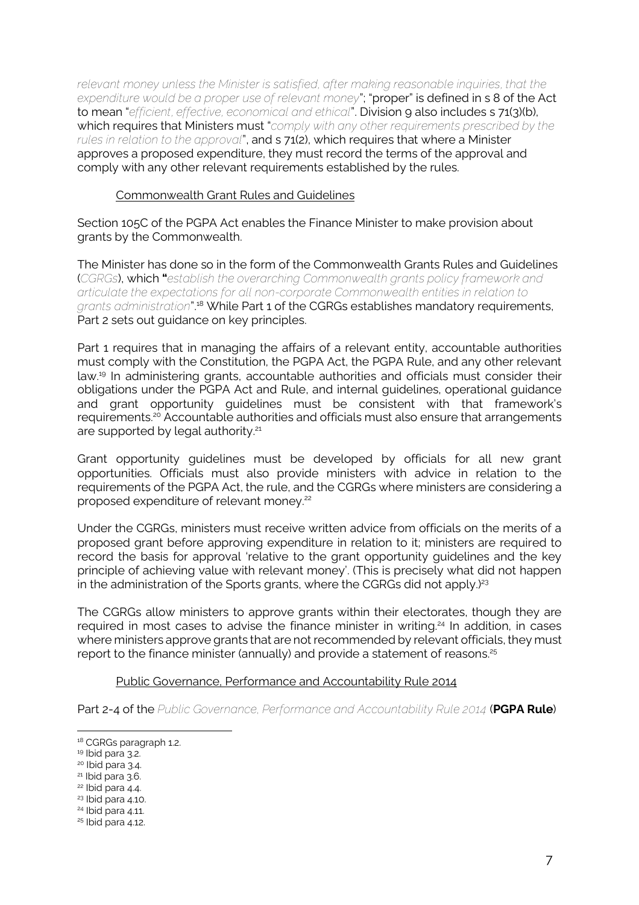*relevant money unless the Minister is satisfied, after making reasonable inquiries, that the expenditure would be a proper use of relevant money*"; "proper" is defined in s 8 of the Act to mean "*efficient, effective, economical and ethical*". Division 9 also includes s 71(3)(b), which requires that Ministers must "*comply with any other requirements prescribed by the rules in relation to the approval*", and s 71(2), which requires that where a Minister approves a proposed expenditure, they must record the terms of the approval and comply with any other relevant requirements established by the rules.

Commonwealth Grant Rules and Guidelines

Section 105C of the PGPA Act enables the Finance Minister to make provision about grants by the Commonwealth.

The Minister has done so in the form of the Commonwealth Grants Rules and Guidelines (*CGRGs*), which "*establish the overarching Commonwealth grants policy framework and articulate the expectations for all non-corporate Commonwealth entities in relation to grants administration*".[18] While Part 1 of the CGRGs establishes mandatory requirements, Part 2 sets out guidance on key principles.

Part 1 requires that in managing the affairs of a relevant entity, accountable authorities must comply with the Constitution, the PGPA Act, the PGPA Rule, and any other relevant law.[19] In administering grants, accountable authorities and officials must consider their obligations under the PGPA Act and Rule, and internal guidelines, operational guidance and grant opportunity guidelines must be consistent with that framework's requirements.[20] Accountable authorities and officials must also ensure that arrangements are supported by legal authority.[21]

Grant opportunity guidelines must be developed by officials for all new grant opportunities. Officials must also provide ministers with advice in relation to the requirements of the PGPA Act, the rule, and the CGRGs where ministers are considering a proposed expenditure of relevant money.[22]

Under the CGRGs, ministers must receive written advice from officials on the merits of a proposed grant before approving expenditure in relation to it; ministers are required to record the basis for approval 'relative to the grant opportunity guidelines and the key principle of achieving value with relevant money'. (This is precisely what did not happen in the administration of the Sports grants, where the CGRGs did not apply.)[23]

The CGRGs allow ministers to approve grants within their electorates, though they are required in most cases to advise the finance minister in writing.[24] In addition, in cases where ministers approve grants that are not recommended by relevant officials, they must report to the finance minister (annually) and provide a statement of reasons.[25]

Public Governance, Performance and Accountability Rule 2014

Part 2-4 of the *Public Governance, Performance and Accountability Rule 2014* (**PGPA Rule**)

---

[18] CGRGs paragraph 1.2.

[19] Ibid para 3.2.

[20] Ibid para 3.4.

[21] Ibid para 3.6.

[22] Ibid para 4.4.

[23] Ibid para 4.10.

[24] Ibid para 4.11.

[25] Ibid para 4.12.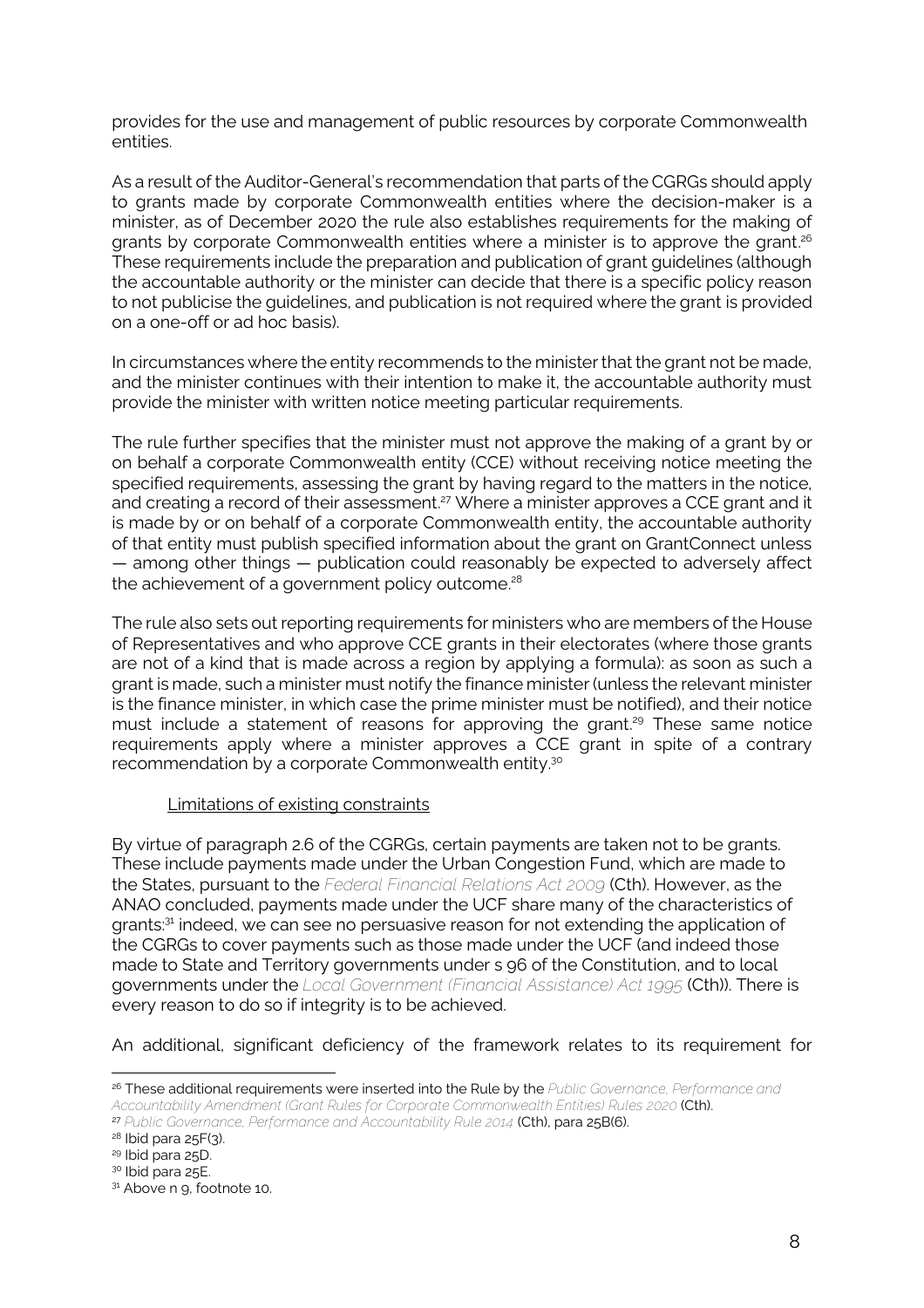provides for the use and management of public resources by corporate Commonwealth entities.

As a result of the Auditor-General's recommendation that parts of the CGRGs should apply to grants made by corporate Commonwealth entities where the decision-maker is a minister, as of December 2020 the rule also establishes requirements for the making of grants by corporate Commonwealth entities where a minister is to approve the grant.[26] These requirements include the preparation and publication of grant guidelines (although the accountable authority or the minister can decide that there is a specific policy reason to not publicise the guidelines, and publication is not required where the grant is provided on a one-off or ad hoc basis).

In circumstances where the entity recommends to the minister that the grant not be made, and the minister continues with their intention to make it, the accountable authority must provide the minister with written notice meeting particular requirements.

The rule further specifies that the minister must not approve the making of a grant by or on behalf a corporate Commonwealth entity (CCE) without receiving notice meeting the specified requirements, assessing the grant by having regard to the matters in the notice, and creating a record of their assessment.[27] Where a minister approves a CCE grant and it is made by or on behalf of a corporate Commonwealth entity, the accountable authority of that entity must publish specified information about the grant on GrantConnect unless — among other things — publication could reasonably be expected to adversely affect the achievement of a government policy outcome.[28]

The rule also sets out reporting requirements for ministers who are members of the House of Representatives and who approve CCE grants in their electorates (where those grants are not of a kind that is made across a region by applying a formula): as soon as such a grant is made, such a minister must notify the finance minister (unless the relevant minister is the finance minister, in which case the prime minister must be notified), and their notice must include a statement of reasons for approving the grant.[29] These same notice requirements apply where a minister approves a CCE grant in spite of a contrary recommendation by a corporate Commonwealth entity.[30]

<u>Limitations of existing constraints</u>

By virtue of paragraph 2.6 of the CGRGs, certain payments are taken not to be grants. These include payments made under the Urban Congestion Fund, which are made to the States, pursuant to the *Federal Financial Relations Act 2009* (Cth). However, as the ANAO concluded, payments made under the UCF share many of the characteristics of grants:[31] indeed, we can see no persuasive reason for not extending the application of the CGRGs to cover payments such as those made under the UCF (and indeed those made to State and Territory governments under s 96 of the Constitution, and to local governments under the *Local Government (Financial Assistance) Act 1995* (Cth)). There is every reason to do so if integrity is to be achieved.

An additional, significant deficiency of the framework relates to its requirement for

---

[26] These additional requirements were inserted into the Rule by the *Public Governance, Performance and Accountability Amendment (Grant Rules for Corporate Commonwealth Entities) Rules 2020* (Cth).

[27] *Public Governance, Performance and Accountability Rule 2014* (Cth), para 25B(6).

[28] Ibid para 25F(3).

[29] Ibid para 25D.

[30] Ibid para 25E.

[31] Above n 9, footnote 10.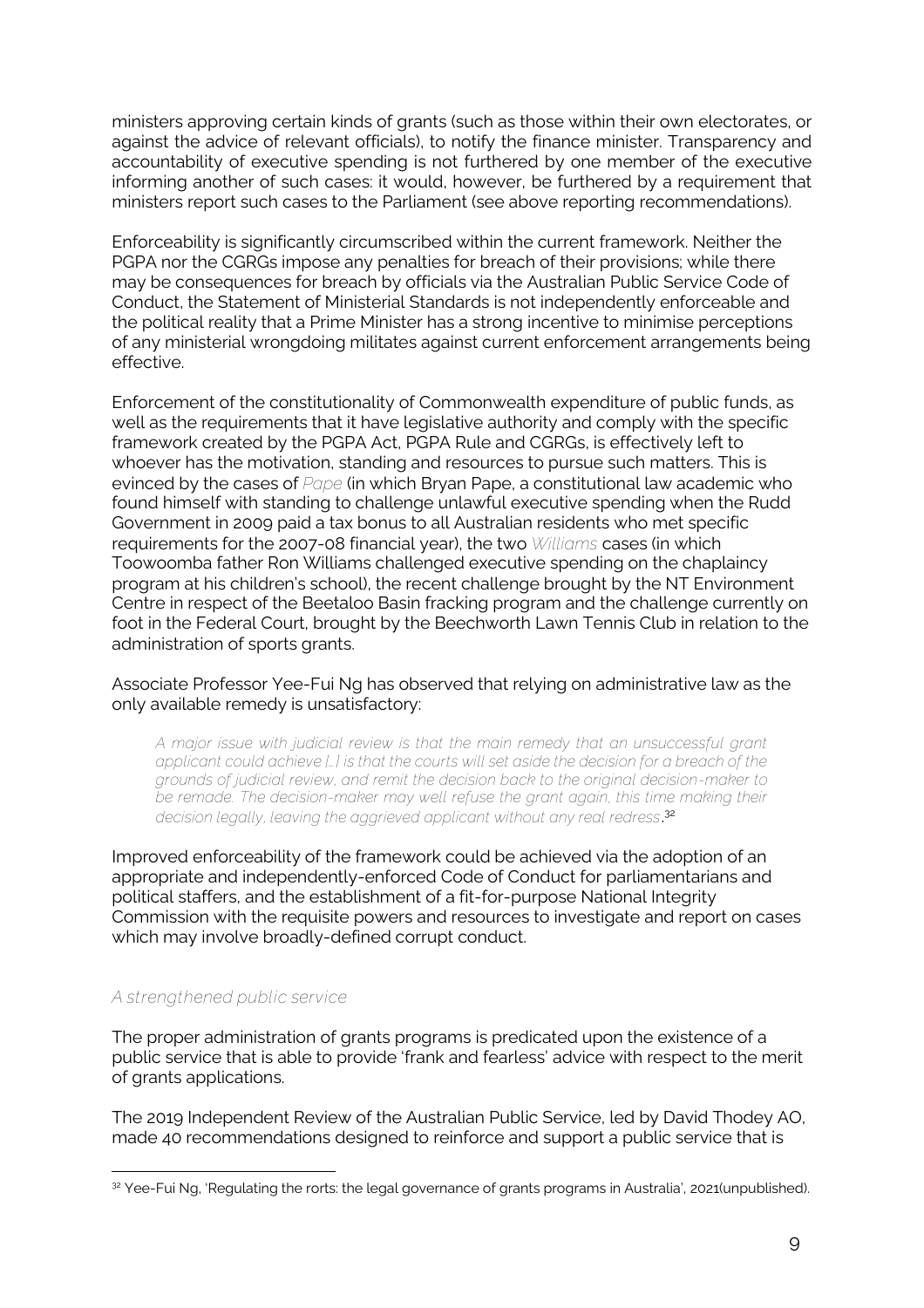ministers approving certain kinds of grants (such as those within their own electorates, or against the advice of relevant officials), to notify the finance minister. Transparency and accountability of executive spending is not furthered by one member of the executive informing another of such cases: it would, however, be furthered by a requirement that ministers report such cases to the Parliament (see above reporting recommendations).

Enforceability is significantly circumscribed within the current framework. Neither the PGPA nor the CGRGs impose any penalties for breach of their provisions; while there may be consequences for breach by officials via the Australian Public Service Code of Conduct, the Statement of Ministerial Standards is not independently enforceable and the political reality that a Prime Minister has a strong incentive to minimise perceptions of any ministerial wrongdoing militates against current enforcement arrangements being effective.

Enforcement of the constitutionality of Commonwealth expenditure of public funds, as well as the requirements that it have legislative authority and comply with the specific framework created by the PGPA Act, PGPA Rule and CGRGs, is effectively left to whoever has the motivation, standing and resources to pursue such matters. This is evinced by the cases of *Pape* (in which Bryan Pape, a constitutional law academic who found himself with standing to challenge unlawful executive spending when the Rudd Government in 2009 paid a tax bonus to all Australian residents who met specific requirements for the 2007-08 financial year), the two *Williams* cases (in which Toowoomba father Ron Williams challenged executive spending on the chaplaincy program at his children's school), the recent challenge brought by the NT Environment Centre in respect of the Beetaloo Basin fracking program and the challenge currently on foot in the Federal Court, brought by the Beechworth Lawn Tennis Club in relation to the administration of sports grants.

Associate Professor Yee-Fui Ng has observed that relying on administrative law as the only available remedy is unsatisfactory:

> *A major issue with judicial review is that the main remedy that an unsuccessful grant applicant could achieve […] is that the courts will set aside the decision for a breach of the grounds of judicial review, and remit the decision back to the original decision-maker to be remade. The decision-maker may well refuse the grant again, this time making their decision legally, leaving the aggrieved applicant without any real redress*.[32]

Improved enforceability of the framework could be achieved via the adoption of an appropriate and independently-enforced Code of Conduct for parliamentarians and political staffers, and the establishment of a fit-for-purpose National Integrity Commission with the requisite powers and resources to investigate and report on cases which may involve broadly-defined corrupt conduct.

### *A strengthened public service*

The proper administration of grants programs is predicated upon the existence of a public service that is able to provide 'frank and fearless' advice with respect to the merit of grants applications.

The 2019 Independent Review of the Australian Public Service, led by David Thodey AO, made 40 recommendations designed to reinforce and support a public service that is

---

[32] Yee-Fui Ng, 'Regulating the rorts: the legal governance of grants programs in Australia', 2021(unpublished).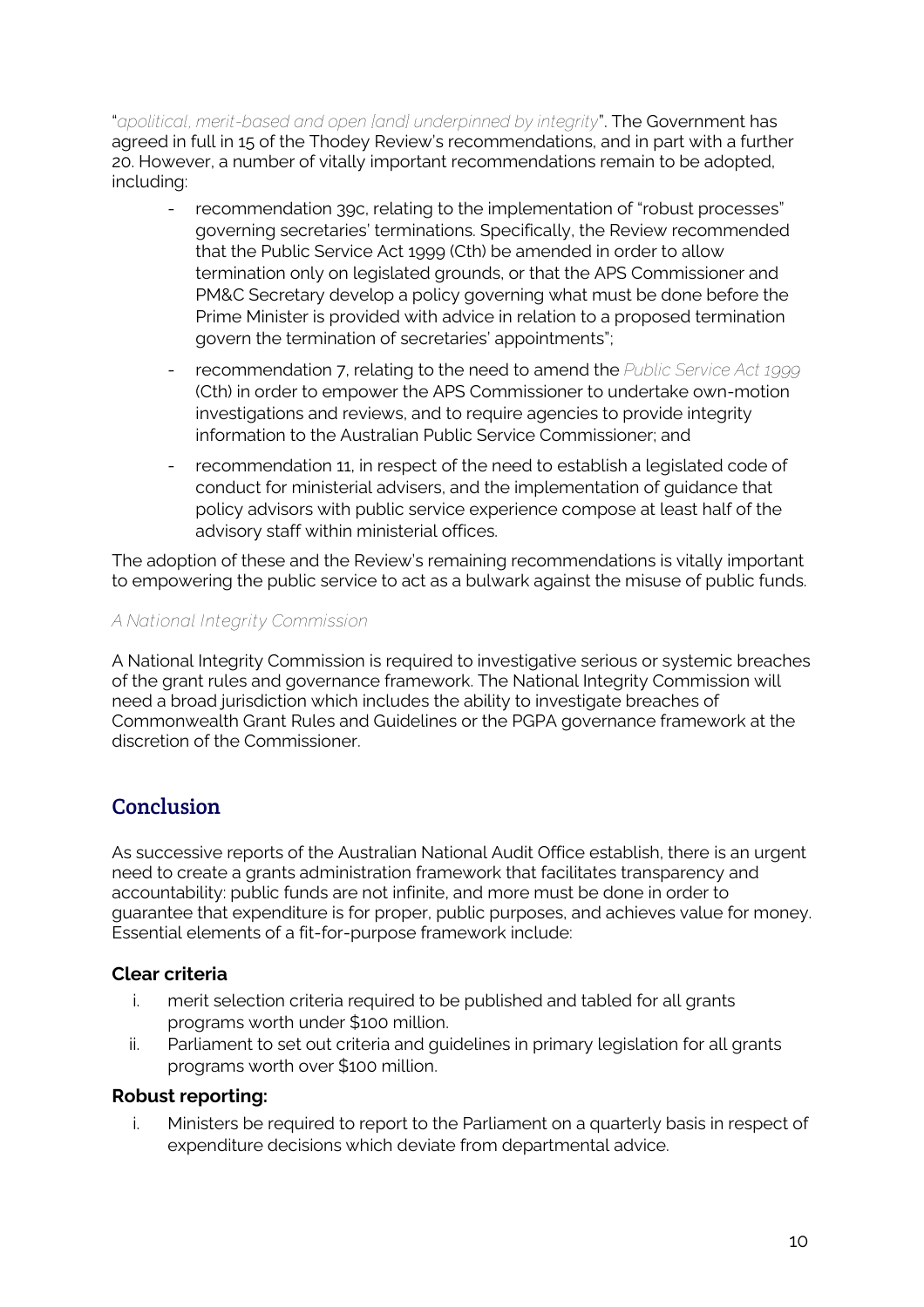"*apolitical, merit-based and open [and] underpinned by integrity*". The Government has agreed in full in 15 of the Thodey Review's recommendations, and in part with a further 20. However, a number of vitally important recommendations remain to be adopted, including:

- recommendation 39c, relating to the implementation of "robust processes" governing secretaries' terminations. Specifically, the Review recommended that the Public Service Act 1999 (Cth) be amended in order to allow termination only on legislated grounds, or that the APS Commissioner and PM&C Secretary develop a policy governing what must be done before the Prime Minister is provided with advice in relation to a proposed termination govern the termination of secretaries' appointments";
- recommendation 7, relating to the need to amend the *Public Service Act 1999* (Cth) in order to empower the APS Commissioner to undertake own-motion investigations and reviews, and to require agencies to provide integrity information to the Australian Public Service Commissioner; and
- recommendation 11, in respect of the need to establish a legislated code of conduct for ministerial advisers, and the implementation of guidance that policy advisors with public service experience compose at least half of the advisory staff within ministerial offices.

The adoption of these and the Review's remaining recommendations is vitally important to empowering the public service to act as a bulwark against the misuse of public funds.

*A National Integrity Commission*

A National Integrity Commission is required to investigative serious or systemic breaches of the grant rules and governance framework. The National Integrity Commission will need a broad jurisdiction which includes the ability to investigate breaches of Commonwealth Grant Rules and Guidelines or the PGPA governance framework at the discretion of the Commissioner.

## Conclusion

As successive reports of the Australian National Audit Office establish, there is an urgent need to create a grants administration framework that facilitates transparency and accountability: public funds are not infinite, and more must be done in order to guarantee that expenditure is for proper, public purposes, and achieves value for money. Essential elements of a fit-for-purpose framework include:

### Clear criteria

1. merit selection criteria required to be published and tabled for all grants programs worth under $100 million.
2. Parliament to set out criteria and guidelines in primary legislation for all grants programs worth over $100 million.

### Robust reporting:

1. Ministers be required to report to the Parliament on a quarterly basis in respect of expenditure decisions which deviate from departmental advice.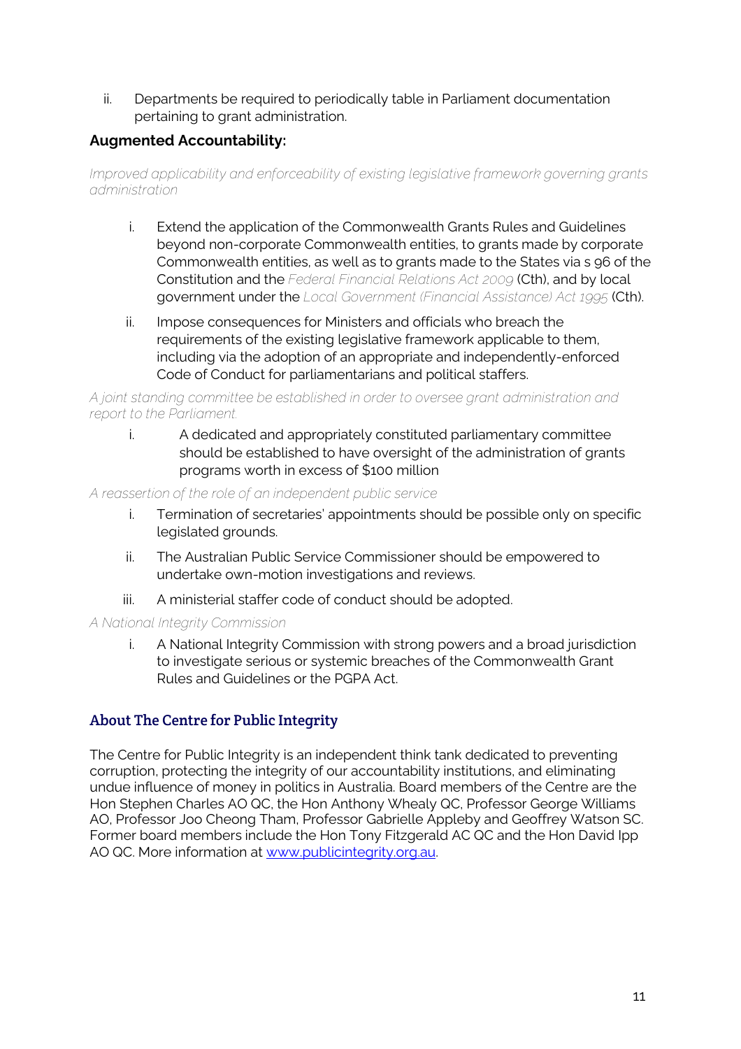ii. Departments be required to periodically table in Parliament documentation pertaining to grant administration.

### Augmented Accountability:

*Improved applicability and enforceability of existing legislative framework governing grants administration*

i. Extend the application of the Commonwealth Grants Rules and Guidelines beyond non-corporate Commonwealth entities, to grants made by corporate Commonwealth entities, as well as to grants made to the States via s 96 of the Constitution and the *Federal Financial Relations Act 2009* (Cth), and by local government under the *Local Government (Financial Assistance) Act 1995* (Cth).

ii. Impose consequences for Ministers and officials who breach the requirements of the existing legislative framework applicable to them, including via the adoption of an appropriate and independently-enforced Code of Conduct for parliamentarians and political staffers.

*A joint standing committee be established in order to oversee grant administration and report to the Parliament.*

i. A dedicated and appropriately constituted parliamentary committee should be established to have oversight of the administration of grants programs worth in excess of $100 million

*A reassertion of the role of an independent public service*

i. Termination of secretaries' appointments should be possible only on specific legislated grounds.

ii. The Australian Public Service Commissioner should be empowered to undertake own-motion investigations and reviews.

iii. A ministerial staffer code of conduct should be adopted.

*A National Integrity Commission*

i. A National Integrity Commission with strong powers and a broad jurisdiction to investigate serious or systemic breaches of the Commonwealth Grant Rules and Guidelines or the PGPA Act.

## About The Centre for Public Integrity

The Centre for Public Integrity is an independent think tank dedicated to preventing corruption, protecting the integrity of our accountability institutions, and eliminating undue influence of money in politics in Australia. Board members of the Centre are the Hon Stephen Charles AO QC, the Hon Anthony Whealy QC, Professor George Williams AO, Professor Joo Cheong Tham, Professor Gabrielle Appleby and Geoffrey Watson SC. Former board members include the Hon Tony Fitzgerald AC QC and the Hon David Ipp AO QC. More information at [www.publicintegrity.org.au](http://www.publicintegrity.org.au).